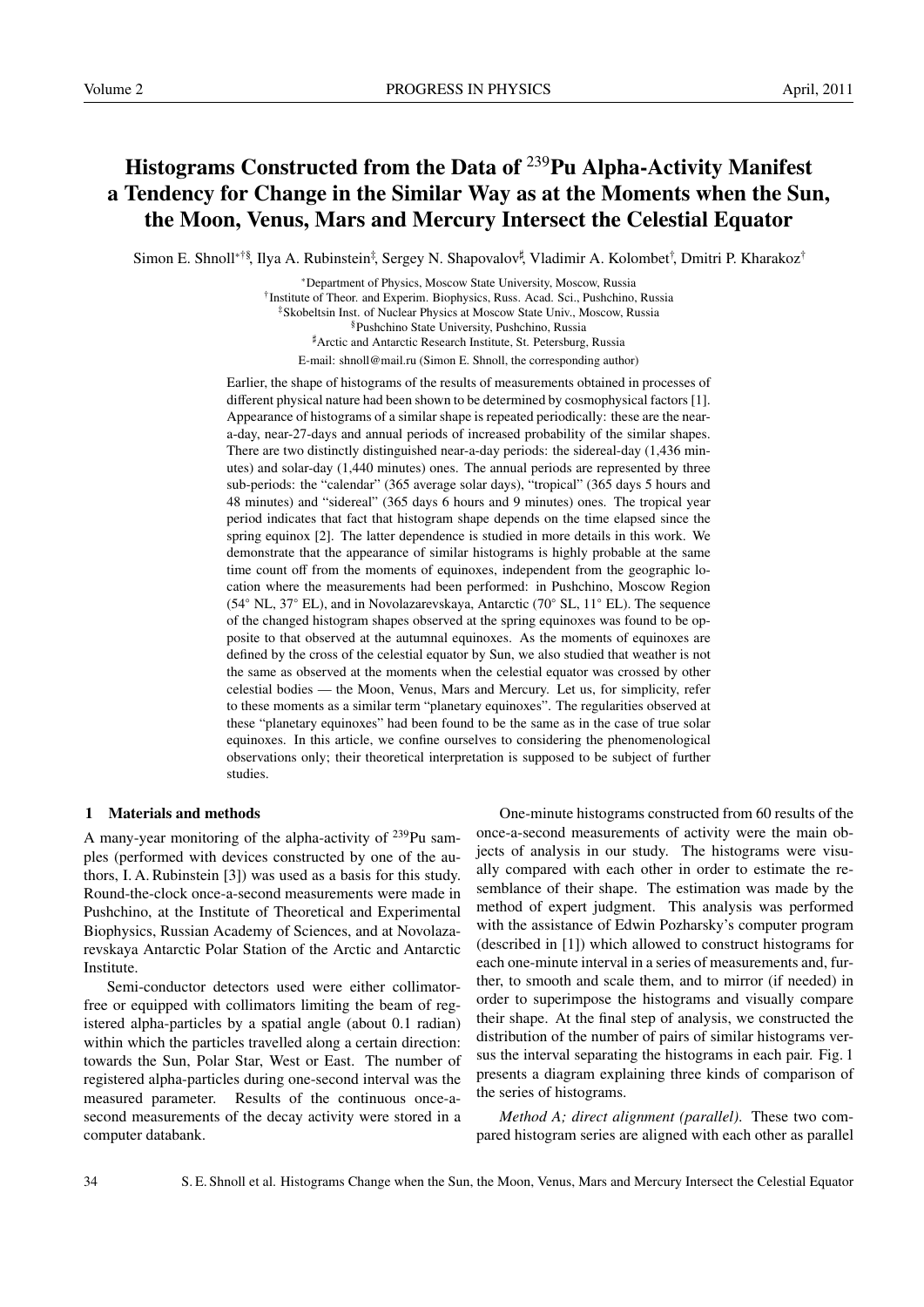# Histograms Constructed from the Data of $^{239}$Pu Alpha-Activity Manifest a Tendency for Change in the Similar Way as at the Moments when the Sun, the Moon, Venus, Mars and Mercury Intersect the Celestial Equator

Simon E. Shnoll[∗†§], Ilya A. Rubinstein[‡], Sergey N. Shapovalov[♯], Vladimir A. Kolombet[†], Dmitri P. Kharakoz[†]

[∗]Department of Physics, Moscow State University, Moscow, Russia
[†]Institute of Theor. and Experim. Biophysics, Russ. Acad. Sci., Pushchino, Russia
[‡]Skobeltsin Inst. of Nuclear Physics at Moscow State Univ., Moscow, Russia
[§]Pushchino State University, Pushchino, Russia
[♯]Arctic and Antarctic Research Institute, St. Petersburg, Russia
E-mail: shnoll@mail.ru (Simon E. Shnoll, the corresponding author)

Earlier, the shape of histograms of the results of measurements obtained in processes of different physical nature had been shown to be determined by cosmophysical factors [1]. Appearance of histograms of a similar shape is repeated periodically: these are the near-a-day, near-27-days and annual periods of increased probability of the similar shapes. There are two distinctly distinguished near-a-day periods: the sidereal-day (1,436 minutes) and solar-day (1,440 minutes) ones. The annual periods are represented by three sub-periods: the "calendar" (365 average solar days), "tropical" (365 days 5 hours and 48 minutes) and "sidereal" (365 days 6 hours and 9 minutes) ones. The tropical year period indicates that fact that histogram shape depends on the time elapsed since the spring equinox [2]. The latter dependence is studied in more details in this work. We demonstrate that the appearance of similar histograms is highly probable at the same time count off from the moments of equinoxes, independent from the geographic location where the measurements had been performed: in Pushchino, Moscow Region (54° NL, 37° EL), and in Novolazarevskaya, Antarctic (70° SL, 11° EL). The sequence of the changed histogram shapes observed at the spring equinoxes was found to be opposite to that observed at the autumnal equinoxes. As the moments of equinoxes are defined by the cross of the celestial equator by Sun, we also studied that weather is not the same as observed at the moments when the celestial equator was crossed by other celestial bodies — the Moon, Venus, Mars and Mercury. Let us, for simplicity, refer to these moments as a similar term "planetary equinoxes". The regularities observed at these "planetary equinoxes" had been found to be the same as in the case of true solar equinoxes. In this article, we confine ourselves to considering the phenomenological observations only; their theoretical interpretation is supposed to be subject of further studies.

## 1 Materials and methods

A many-year monitoring of the alpha-activity of $^{239}$Pu samples (performed with devices constructed by one of the authors, I. A. Rubinstein [3]) was used as a basis for this study. Round-the-clock once-a-second measurements were made in Pushchino, at the Institute of Theoretical and Experimental Biophysics, Russian Academy of Sciences, and at Novolazarevskaya Antarctic Polar Station of the Arctic and Antarctic Institute.

Semi-conductor detectors used were either collimator-free or equipped with collimators limiting the beam of registered alpha-particles by a spatial angle (about 0.1 radian) within which the particles travelled along a certain direction: towards the Sun, Polar Star, West or East. The number of registered alpha-particles during one-second interval was the measured parameter. Results of the continuous once-a-second measurements of the decay activity were stored in a computer databank.

One-minute histograms constructed from 60 results of the once-a-second measurements of activity were the main objects of analysis in our study. The histograms were visually compared with each other in order to estimate the resemblance of their shape. The estimation was made by the method of expert judgment. This analysis was performed with the assistance of Edwin Pozharsky's computer program (described in [1]) which allowed to construct histograms for each one-minute interval in a series of measurements and, further, to smooth and scale them, and to mirror (if needed) in order to superimpose the histograms and visually compare their shape. At the final step of analysis, we constructed the distribution of the number of pairs of similar histograms versus the interval separating the histograms in each pair. Fig. 1 presents a diagram explaining three kinds of comparison of the series of histograms.

*Method A; direct alignment (parallel).* These two compared histogram series are aligned with each other as parallel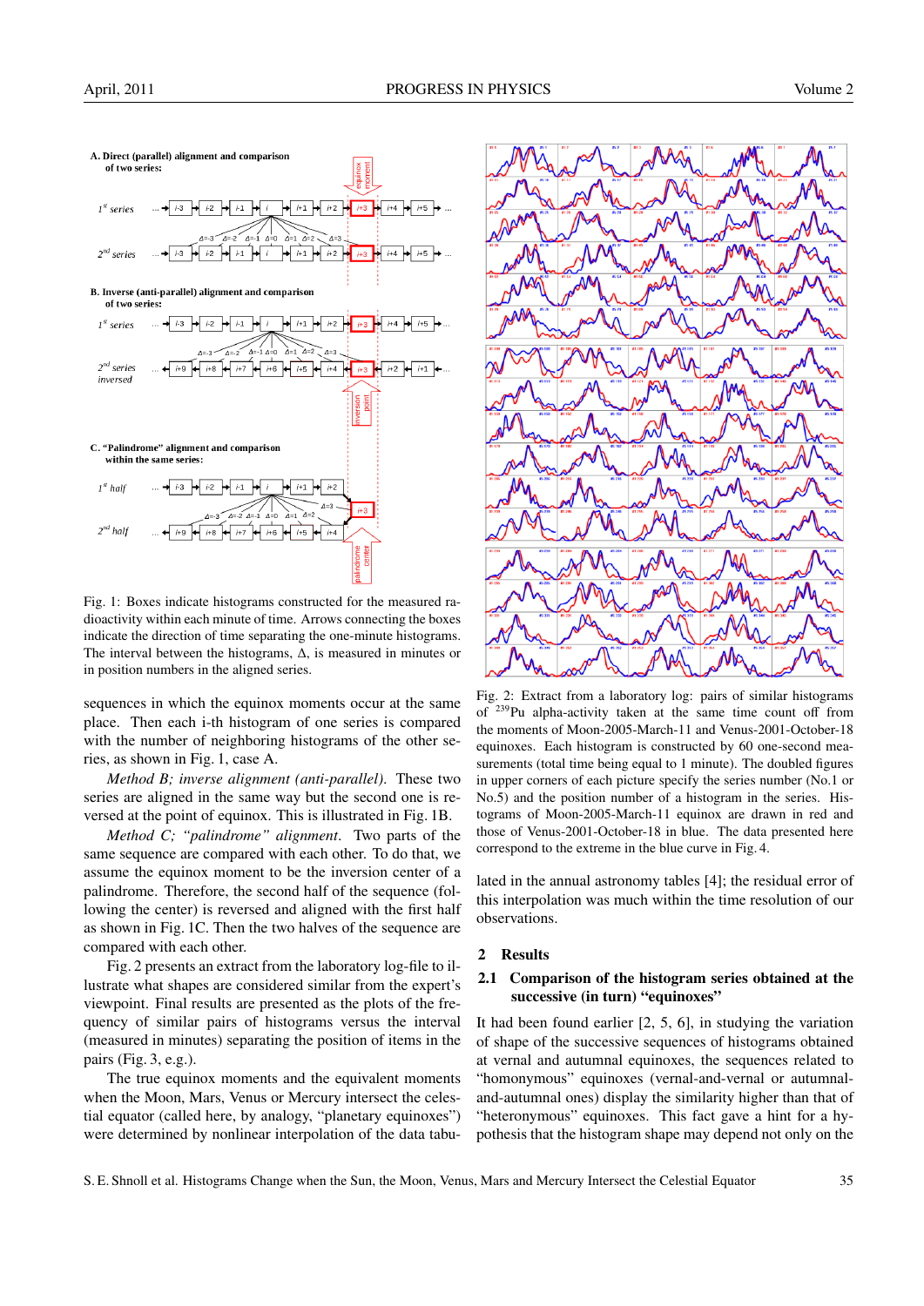Fig. 1: Boxes indicate histograms constructed for the measured radioactivity within each minute of time. Arrows connecting the boxes indicate the direction of time separating the one-minute histograms. The interval between the histograms, Δ, is measured in minutes or in position numbers in the aligned series.

sequences in which the equinox moments occur at the same place. Then each i-th histogram of one series is compared with the number of neighboring histograms of the other series, as shown in Fig. 1, case A.

*Method B; inverse alignment (anti-parallel).* These two series are aligned in the same way but the second one is reversed at the point of equinox. This is illustrated in Fig. 1B.

*Method C; "palindrome" alignment.* Two parts of the same sequence are compared with each other. To do that, we assume the equinox moment to be the inversion center of a palindrome. Therefore, the second half of the sequence (following the center) is reversed and aligned with the first half as shown in Fig. 1C. Then the two halves of the sequence are compared with each other.

Fig. 2 presents an extract from the laboratory log-file to illustrate what shapes are considered similar from the expert's viewpoint. Final results are presented as the plots of the frequency of similar pairs of histograms versus the interval (measured in minutes) separating the position of items in the pairs (Fig. 3, e.g.).

The true equinox moments and the equivalent moments when the Moon, Mars, Venus or Mercury intersect the celestial equator (called here, by analogy, "planetary equinoxes") were determined by nonlinear interpolation of the data tabulated in the annual astronomy tables [4]; the residual error of this interpolation was much within the time resolution of our observations.

Fig. 2: Extract from a laboratory log: pairs of similar histograms of $^{239}$Pu alpha-activity taken at the same time count off from the moments of Moon-2005-March-11 and Venus-2001-October-18 equinoxes. Each histogram is constructed by 60 one-second measurements (total time being equal to 1 minute). The doubled figures in upper corners of each picture specify the series number (No.1 or No.5) and the position number of a histogram in the series. Histograms of Moon-2005-March-11 equinox are drawn in red and those of Venus-2001-October-18 in blue. The data presented here correspond to the extreme in the blue curve in Fig. 4.

## 2 Results

### 2.1 Comparison of the histogram series obtained at the successive (in turn) "equinoxes"

It had been found earlier [2, 5, 6], in studying the variation of shape of the successive sequences of histograms obtained at vernal and autumnal equinoxes, the sequences related to "homonymous" equinoxes (vernal-and-vernal or autumnal-and-autumnal ones) display the similarity higher than that of "heteronymous" equinoxes. This fact gave a hint for a hypothesis that the histogram shape may depend not only on the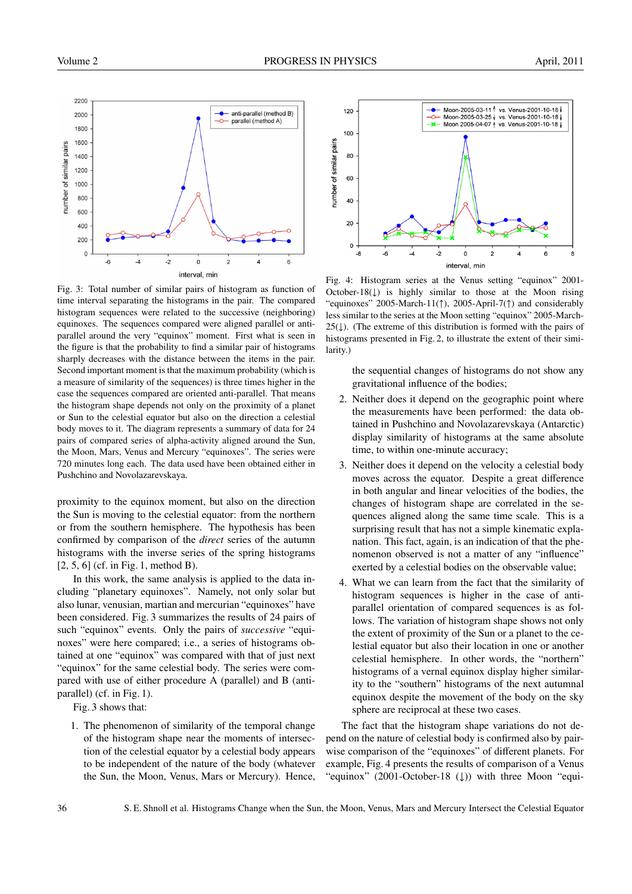Fig. 3: Total number of similar pairs of histogram as function of time interval separating the histograms in the pair. The compared histogram sequences were related to the successive (neighboring) equinoxes. The sequences compared were aligned parallel or anti-parallel around the very "equinox" moment. First what is seen in the figure is that the probability to find a similar pair of histograms sharply decreases with the distance between the items in the pair. Second important moment is that the maximum probability (which is a measure of similarity of the sequences) is three times higher in the case the sequences compared are oriented anti-parallel. That means the histogram shape depends not only on the proximity of a planet or Sun to the celestial equator but also on the direction a celestial body moves to it. The diagram represents a summary of data for 24 pairs of compared series of alpha-activity aligned around the Sun, the Moon, Mars, Venus and Mercury "equinoxes". The series were 720 minutes long each. The data used have been obtained either in Pushchino and Novolazarevskaya.

proximity to the equinox moment, but also on the direction the Sun is moving to the celestial equator: from the northern or from the southern hemisphere. The hypothesis has been confirmed by comparison of the *direct* series of the autumn histograms with the inverse series of the spring histograms [2, 5, 6] (cf. in Fig. 1, method B).

In this work, the same analysis is applied to the data including "planetary equinoxes". Namely, not only solar but also lunar, venusian, martian and mercurian "equinoxes" have been considered. Fig. 3 summarizes the results of 24 pairs of such "equinox" events. Only the pairs of *successive* "equinoxes" were here compared; i.e., a series of histograms obtained at one "equinox" was compared with that of just next "equinox" for the same celestial body. The series were compared with use of either procedure A (parallel) and B (anti-parallel) (cf. in Fig. 1).

Fig. 3 shows that:

1. The phenomenon of similarity of the temporal change of the histogram shape near the moments of intersection of the celestial equator by a celestial body appears to be independent of the nature of the body (whatever the Sun, the Moon, Venus, Mars or Mercury). Hence, the sequential changes of histograms do not show any gravitational influence of the bodies;
2. Neither does it depend on the geographic point where the measurements have been performed: the data obtained in Pushchino and Novolazarevskaya (Antarctic) display similarity of histograms at the same absolute time, to within one-minute accuracy;
3. Neither does it depend on the velocity a celestial body moves across the equator. Despite a great difference in both angular and linear velocities of the bodies, the changes of histogram shape are correlated in the sequences aligned along the same time scale. This is a surprising result that has not a simple kinematic explanation. This fact, again, is an indication of that the phenomenon observed is not a matter of any "influence" exerted by a celestial bodies on the observable value;
4. What we can learn from the fact that the similarity of histogram sequences is higher in the case of anti-parallel orientation of compared sequences is as follows. The variation of histogram shape shows not only the extent of proximity of the Sun or a planet to the celestial equator but also their location in one or another celestial hemisphere. In other words, the "northern" histograms of a vernal equinox display higher similarity to the "southern" histograms of the next autumnal equinox despite the movement of the body on the sky sphere are reciprocal at these two cases.

Fig. 4: Histogram series at the Venus setting "equinox" 2001-October-18(↓) is highly similar to those at the Moon rising "equinoxes" 2005-March-11(↑), 2005-April-7(↑) and considerably less similar to the series at the Moon setting "equinox" 2005-March-25(↓). (The extreme of this distribution is formed with the pairs of histograms presented in Fig. 2, to illustrate the extent of their similarity.)

The fact that the histogram shape variations do not depend on the nature of celestial body is confirmed also by pairwise comparison of the "equinoxes" of different planets. For example, Fig. 4 presents the results of comparison of a Venus "equinox" (2001-October-18 (↓)) with three Moon "equi-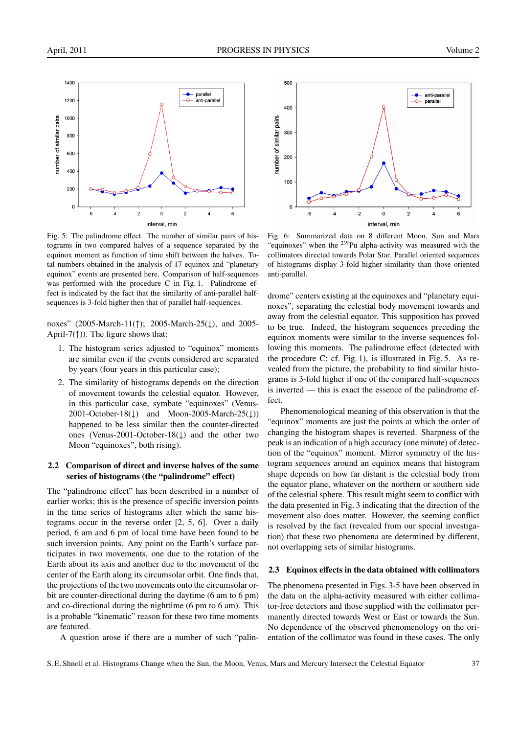Fig. 5: The palindrome effect. The number of similar pairs of histograms in two compared halves of a sequence separated by the equinox moment as function of time shift between the halves. Total numbers obtained in the analysis of 17 equinox and "planetary equinox" events are presented here. Comparison of half-sequences was performed with the procedure C in Fig. 1. Palindrome effect is indicated by the fact that the similarity of anti-parallel half-sequences is 3-fold higher then that of parallel half-sequences.

Fig. 6: Summarized data on 8 different Moon, Sun and Mars "equinoxes" when the $^{239}$Pu alpha-activity was measured with the collimators directed towards Polar Star. Parallel oriented sequences of histograms display 3-fold higher similarity than those oriented anti-parallel.

noxes" (2005-March-11(↑); 2005-March-25(↓), and 2005-April-7(↑)). The figure shows that:

1. The histogram series adjusted to "equinox" moments are similar even if the events considered are separated by years (four years in this particular case);
2. The similarity of histograms depends on the direction of movement towards the celestial equator. However, in this particular case, symbate "equinoxes" (Venus-2001-October-18(↓) and Moon-2005-March-25(↓)) happened to be less similar then the counter-directed ones (Venus-2001-October-18(↓) and the other two Moon "equinoxes", both rising).

### 2.2 Comparison of direct and inverse halves of the same series of histograms (the "palindrome" effect)

The "palindrome effect" has been described in a number of earlier works; this is the presence of specific inversion points in the time series of histograms after which the same histograms occur in the reverse order [2, 5, 6]. Over a daily period, 6 am and 6 pm of local time have been found to be such inversion points. Any point on the Earth's surface participates in two movements, one due to the rotation of the Earth about its axis and another due to the movement of the center of the Earth along its circumsolar orbit. One finds that, the projections of the two movements onto the circumsolar orbit are counter-directional during the daytime (6 am to 6 pm) and co-directional during the nighttime (6 pm to 6 am). This is a probable "kinematic" reason for these two time moments are featured.

A question arose if there are a number of such "palindrome" centers existing at the equinoxes and "planetary equinoxes", separating the celestial body movement towards and away from the celestial equator. This supposition has proved to be true. Indeed, the histogram sequences preceding the equinox moments were similar to the inverse sequences following this moments. The palindrome effect (detected with the procedure C; cf. Fig. 1), is illustrated in Fig. 5. As revealed from the picture, the probability to find similar histograms is 3-fold higher if one of the compared half-sequences is inverted — this is exact the essence of the palindrome effect.

Phenomenological meaning of this observation is that the "equinox" moments are just the points at which the order of changing the histogram shapes is reverted. Sharpness of the peak is an indication of a high accuracy (one minute) of detection of the "equinox" moment. Mirror symmetry of the histogram sequences around an equinox means that histogram shape depends on how far distant is the celestial body from the equator plane, whatever on the northern or southern side of the celestial sphere. This result might seem to conflict with the data presented in Fig. 3 indicating that the direction of the movement also does matter. However, the seeming conflict is resolved by the fact (revealed from our special investigation) that these two phenomena are determined by different, not overlapping sets of similar histograms.

### 2.3 Equinox effects in the data obtained with collimators

The phenomena presented in Figs. 3-5 have been observed in the data on the alpha-activity measured with either collimator-free detectors and those supplied with the collimator permanently directed towards West or East or towards the Sun. No dependence of the observed phenomenology on the orientation of the collimator was found in these cases. The only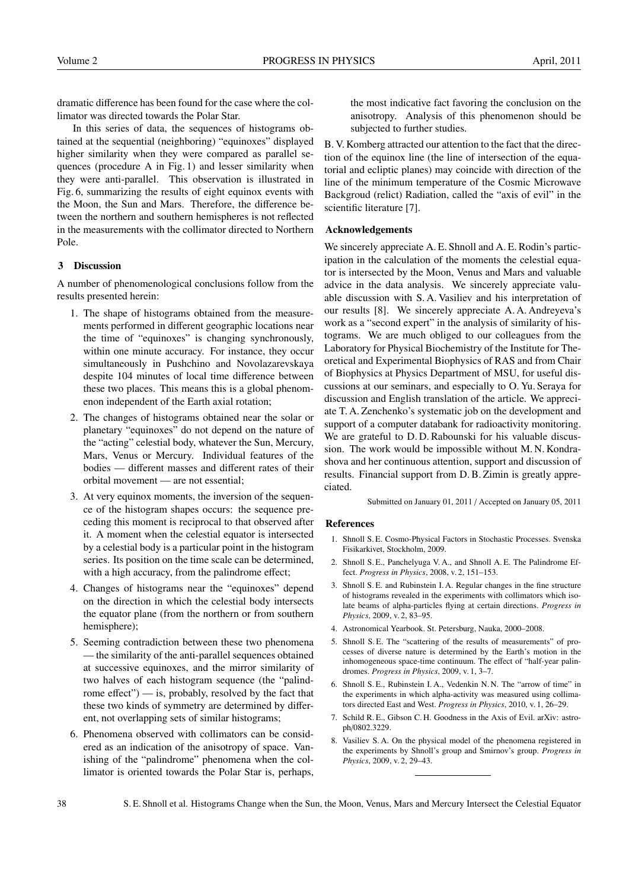dramatic difference has been found for the case where the collimator was directed towards the Polar Star.

In this series of data, the sequences of histograms obtained at the sequential (neighboring) "equinoxes" displayed higher similarity when they were compared as parallel sequences (procedure A in Fig. 1) and lesser similarity when they were anti-parallel. This observation is illustrated in Fig. 6, summarizing the results of eight equinox events with the Moon, the Sun and Mars. Therefore, the difference between the northern and southern hemispheres is not reflected in the measurements with the collimator directed to Northern Pole.

## 3 Discussion

A number of phenomenological conclusions follow from the results presented herein:

1. The shape of histograms obtained from the measurements performed in different geographic locations near the time of "equinoxes" is changing synchronously, within one minute accuracy. For instance, they occur simultaneously in Pushchino and Novolazarevskaya despite 104 minutes of local time difference between these two places. This means this is a global phenomenon independent of the Earth axial rotation;
2. The changes of histograms obtained near the solar or planetary "equinoxes" do not depend on the nature of the "acting" celestial body, whatever the Sun, Mercury, Mars, Venus or Mercury. Individual features of the bodies — different masses and different rates of their orbital movement — are not essential;
3. At very equinox moments, the inversion of the sequence of the histogram shapes occurs: the sequence preceding this moment is reciprocal to that observed after it. A moment when the celestial equator is intersected by a celestial body is a particular point in the histogram series. Its position on the time scale can be determined, with a high accuracy, from the palindrome effect;
4. Changes of histograms near the "equinoxes" depend on the direction in which the celestial body intersects the equator plane (from the northern or from southern hemisphere);
5. Seeming contradiction between these two phenomena — the similarity of the anti-parallel sequences obtained at successive equinoxes, and the mirror similarity of two halves of each histogram sequence (the "palindrome effect") — is, probably, resolved by the fact that these two kinds of symmetry are determined by different, not overlapping sets of similar histograms;
6. Phenomena observed with collimators can be considered as an indication of the anisotropy of space. Vanishing of the "palindrome" phenomena when the collimator is oriented towards the Polar Star is, perhaps, the most indicative fact favoring the conclusion on the anisotropy. Analysis of this phenomenon should be subjected to further studies.

B. V. Komberg attracted our attention to the fact that the direction of the equinox line (the line of intersection of the equatorial and ecliptic planes) may coincide with direction of the line of the minimum temperature of the Cosmic Microwave Backgroud (relict) Radiation, called the "axis of evil" in the scientific literature [7].

### Acknowledgements

We sincerely appreciate A. E. Shnoll and A. E. Rodin's participation in the calculation of the moments the celestial equator is intersected by the Moon, Venus and Mars and valuable advice in the data analysis. We sincerely appreciate valuable discussion with S. A. Vasiliev and his interpretation of our results [8]. We sincerely appreciate A. A. Andreyeva's work as a "second expert" in the analysis of similarity of histograms. We are much obliged to our colleagues from the Laboratory for Physical Biochemistry of the Institute for Theoretical and Experimental Biophysics of RAS and from Chair of Biophysics at Physics Department of MSU, for useful discussions at our seminars, and especially to O. Yu. Seraya for discussion and English translation of the article. We appreciate T. A. Zenchenko's systematic job on the development and support of a computer databank for radioactivity monitoring. We are grateful to D. D. Rabounski for his valuable discussion. The work would be impossible without M. N. Kondrashova and her continuous attention, support and discussion of results. Financial support from D. B. Zimin is greatly appreciated.

Submitted on January 01, 2011 / Accepted on January 05, 2011

### References

1. Shnoll S. E. Cosmo-Physical Factors in Stochastic Processes. Svenska Fisikarkivet, Stockholm, 2009.
2. Shnoll S. E., Panchelyuga V. A., and Shnoll A. E. The Palindrome Effect. *Progress in Physics*, 2008, v. 2, 151–153.
3. Shnoll S. E. and Rubinstein I. A. Regular changes in the fine structure of histograms revealed in the experiments with collimators which isolate beams of alpha-particles flying at certain directions. *Progress in Physics*, 2009, v. 2, 83–95.
4. Astronomical Yearbook. St. Petersburg, Nauka, 2000–2008.
5. Shnoll S. E. The "scattering of the results of measurements" of processes of diverse nature is determined by the Earth's motion in the inhomogeneous space-time continuum. The effect of "half-year palindromes. *Progress in Physics*, 2009, v. 1, 3–7.
6. Shnoll S. E., Rubinstein I. A., Vedenkin N. N. The "arrow of time" in the experiments in which alpha-activity was measured using collimators directed East and West. *Progress in Physics*, 2010, v. 1, 26–29.
7. Schild R. E., Gibson C. H. Goodness in the Axis of Evil. arXiv: astro-ph/0802.3229.
8. Vasiliev S. A. On the physical model of the phenomena registered in the experiments by Shnoll's group and Smirnov's group. *Progress in Physics*, 2009, v. 2, 29–43.